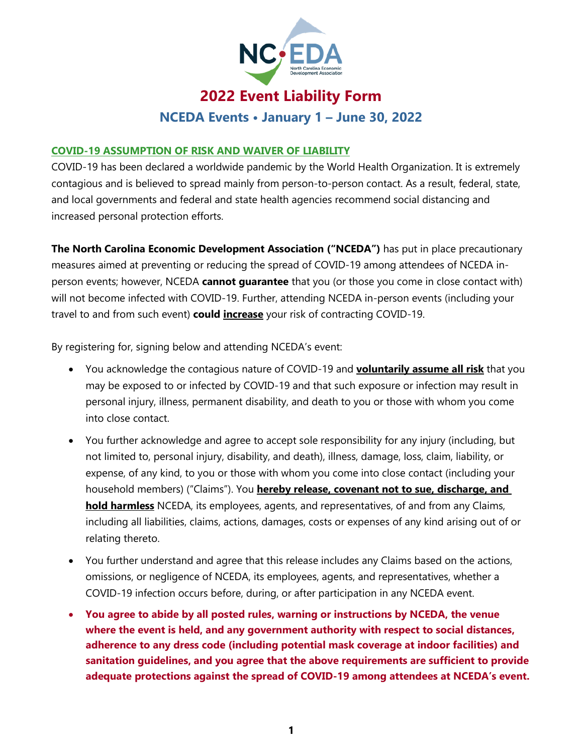# 2022 Event Liability Form

## NCEDA Events • January 1 – June 30, 2022

**COVID-19 ASSUMPTION OF RISK AND WAIVER OF LIABILITY**

COVID-19 has been declared a worldwide pandemic by the World Health Organization. It is extremely contagious and is believed to spread mainly from person-to-person contact. As a result, federal, state, and local governments and federal and state health agencies recommend social distancing and increased personal protection efforts.

**The North Carolina Economic Development Association ("NCEDA")** has put in place precautionary measures aimed at preventing or reducing the spread of COVID-19 among attendees of NCEDA in-person events; however, NCEDA **cannot guarantee** that you (or those you come in close contact with) will not become infected with COVID-19. Further, attending NCEDA in-person events (including your travel to and from such event) **could increase** your risk of contracting COVID-19.

By registering for, signing below and attending NCEDA's event:

- You acknowledge the contagious nature of COVID-19 and **voluntarily assume all risk** that you may be exposed to or infected by COVID-19 and that such exposure or infection may result in personal injury, illness, permanent disability, and death to you or those with whom you come into close contact.
- You further acknowledge and agree to accept sole responsibility for any injury (including, but not limited to, personal injury, disability, and death), illness, damage, loss, claim, liability, or expense, of any kind, to you or those with whom you come into close contact (including your household members) ("Claims"). You **hereby release, covenant not to sue, discharge, and hold harmless** NCEDA, its employees, agents, and representatives, of and from any Claims, including all liabilities, claims, actions, damages, costs or expenses of any kind arising out of or relating thereto.
- You further understand and agree that this release includes any Claims based on the actions, omissions, or negligence of NCEDA, its employees, agents, and representatives, whether a COVID-19 infection occurs before, during, or after participation in any NCEDA event.
- **You agree to abide by all posted rules, warning or instructions by NCEDA, the venue where the event is held, and any government authority with respect to social distances, adherence to any dress code (including potential mask coverage at indoor facilities) and sanitation guidelines, and you agree that the above requirements are sufficient to provide adequate protections against the spread of COVID-19 among attendees at NCEDA's event.**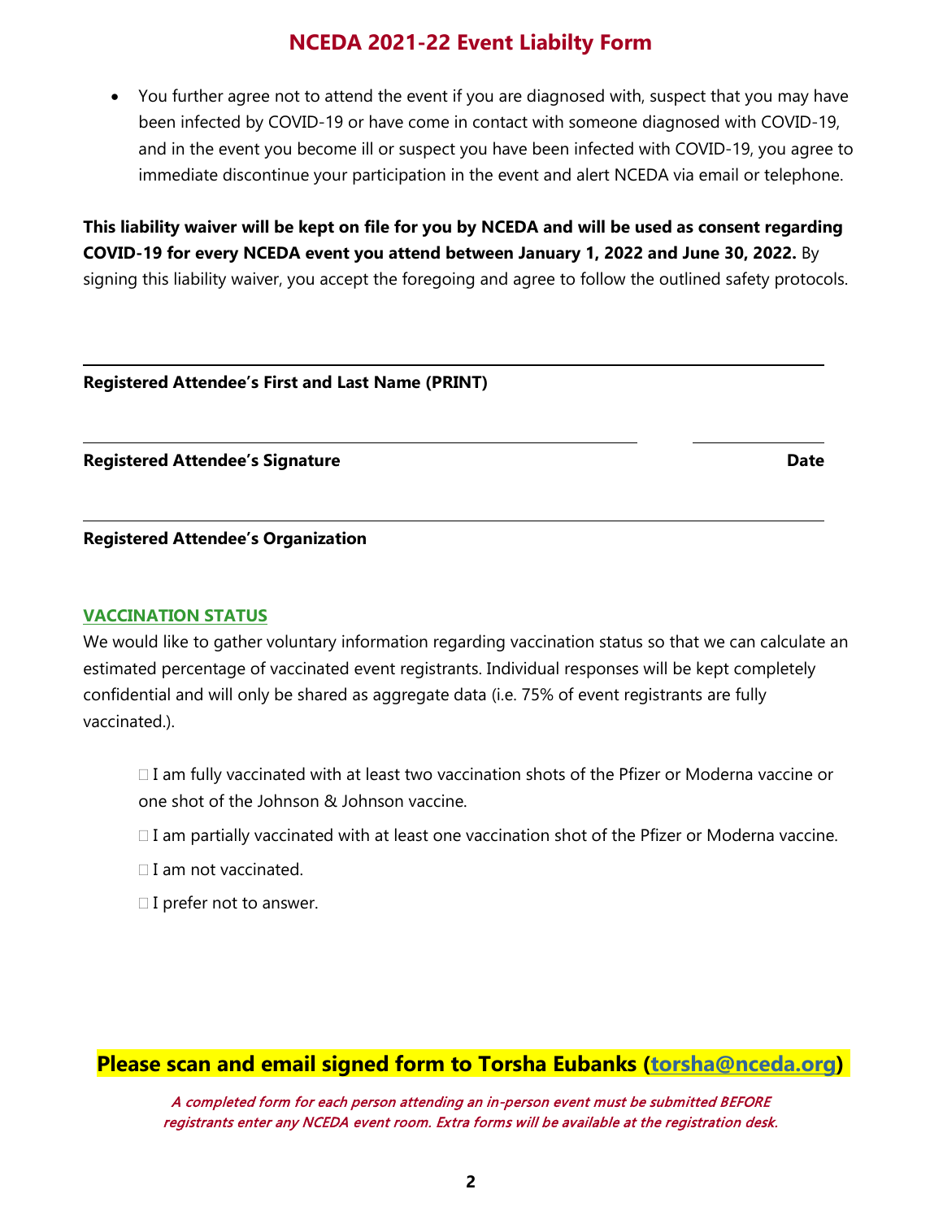# NCEDA 2021-22 Event Liabilty Form

- You further agree not to attend the event if you are diagnosed with, suspect that you may have been infected by COVID-19 or have come in contact with someone diagnosed with COVID-19, and in the event you become ill or suspect you have been infected with COVID-19, you agree to immediate discontinue your participation in the event and alert NCEDA via email or telephone.

**This liability waiver will be kept on file for you by NCEDA and will be used as consent regarding COVID-19 for every NCEDA event you attend between January 1, 2022 and June 30, 2022.** By signing this liability waiver, you accept the foregoing and agree to follow the outlined safety protocols.

---

**Registered Attendee's First and Last Name (PRINT)**

---

**Registered Attendee's Signature** **Date**

---

**Registered Attendee's Organization**

## VACCINATION STATUS

We would like to gather voluntary information regarding vaccination status so that we can calculate an estimated percentage of vaccinated event registrants. Individual responses will be kept completely confidential and will only be shared as aggregate data (i.e. 75% of event registrants are fully vaccinated.).

- ☐ I am fully vaccinated with at least two vaccination shots of the Pfizer or Moderna vaccine or one shot of the Johnson & Johnson vaccine.
- ☐ I am partially vaccinated with at least one vaccination shot of the Pfizer or Moderna vaccine.
- ☐ I am not vaccinated.
- ☐ I prefer not to answer.

**Please scan and email signed form to Torsha Eubanks (torsha@nceda.org)**

***A completed form for each person attending an in-person event must be submitted BEFORE registrants enter any NCEDA event room. Extra forms will be available at the registration desk.***